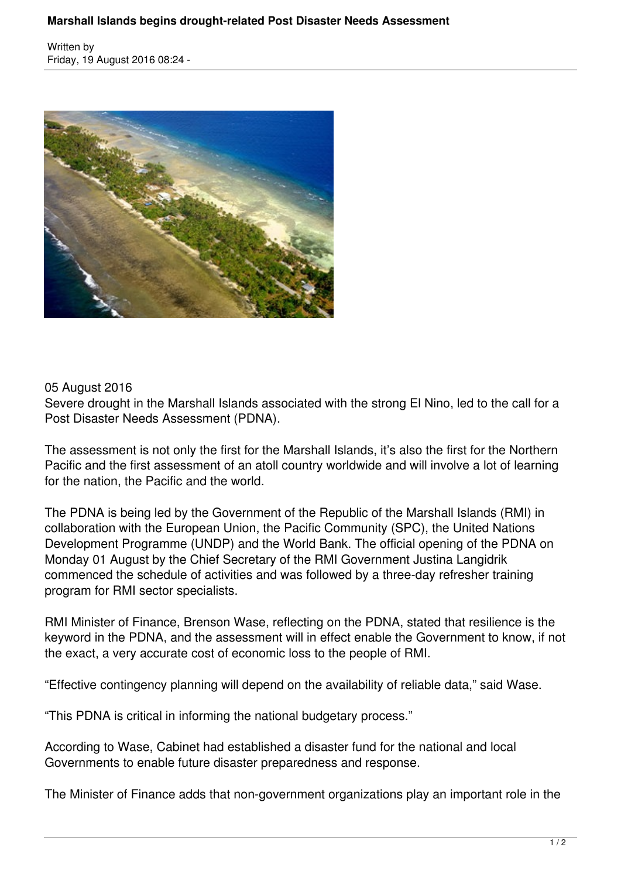# Marshall Islands begins drought-related Post Disaster Needs Assessment

Written by
Friday, 19 August 2016 08:24 -

05 August 2016

Severe drought in the Marshall Islands associated with the strong El Nino, led to the call for a Post Disaster Needs Assessment (PDNA).

The assessment is not only the first for the Marshall Islands, it's also the first for the Northern Pacific and the first assessment of an atoll country worldwide and will involve a lot of learning for the nation, the Pacific and the world.

The PDNA is being led by the Government of the Republic of the Marshall Islands (RMI) in collaboration with the European Union, the Pacific Community (SPC), the United Nations Development Programme (UNDP) and the World Bank. The official opening of the PDNA on Monday 01 August by the Chief Secretary of the RMI Government Justina Langidrik commenced the schedule of activities and was followed by a three-day refresher training program for RMI sector specialists.

RMI Minister of Finance, Brenson Wase, reflecting on the PDNA, stated that resilience is the keyword in the PDNA, and the assessment will in effect enable the Government to know, if not the exact, a very accurate cost of economic loss to the people of RMI.

"Effective contingency planning will depend on the availability of reliable data," said Wase.

"This PDNA is critical in informing the national budgetary process."

According to Wase, Cabinet had established a disaster fund for the national and local Governments to enable future disaster preparedness and response.

The Minister of Finance adds that non-government organizations play an important role in the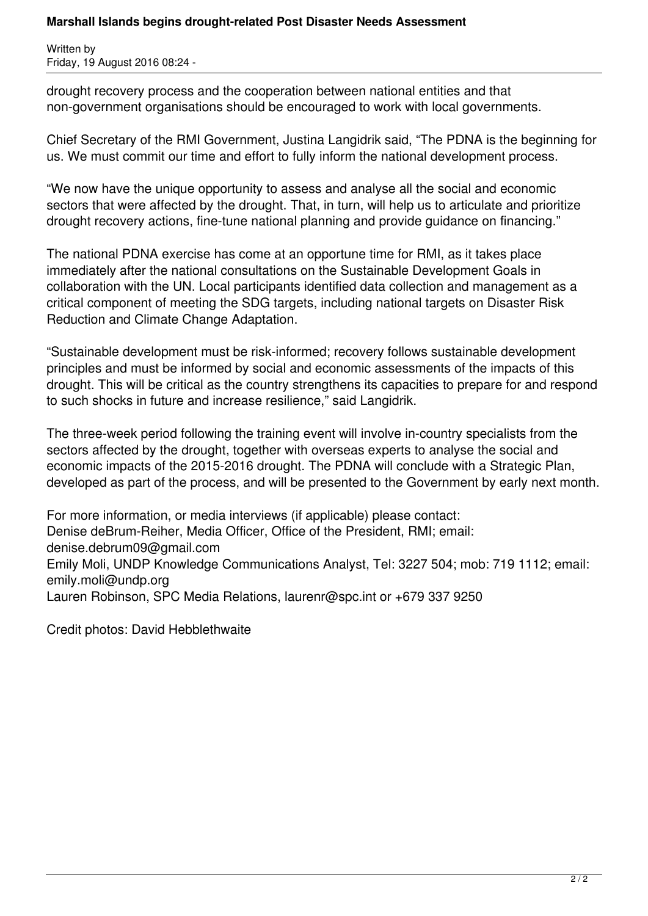drought recovery process and the cooperation between national entities and that non-government organisations should be encouraged to work with local governments.

Chief Secretary of the RMI Government, Justina Langidrik said, “The PDNA is the beginning for us. We must commit our time and effort to fully inform the national development process.

“We now have the unique opportunity to assess and analyse all the social and economic sectors that were affected by the drought. That, in turn, will help us to articulate and prioritize drought recovery actions, fine-tune national planning and provide guidance on financing.”

The national PDNA exercise has come at an opportune time for RMI, as it takes place immediately after the national consultations on the Sustainable Development Goals in collaboration with the UN. Local participants identified data collection and management as a critical component of meeting the SDG targets, including national targets on Disaster Risk Reduction and Climate Change Adaptation.

“Sustainable development must be risk-informed; recovery follows sustainable development principles and must be informed by social and economic assessments of the impacts of this drought. This will be critical as the country strengthens its capacities to prepare for and respond to such shocks in future and increase resilience,” said Langidrik.

The three-week period following the training event will involve in-country specialists from the sectors affected by the drought, together with overseas experts to analyse the social and economic impacts of the 2015-2016 drought. The PDNA will conclude with a Strategic Plan, developed as part of the process, and will be presented to the Government by early next month.

For more information, or media interviews (if applicable) please contact:
Denise deBrum-Reiher, Media Officer, Office of the President, RMI; email: denise.debrum09@gmail.com
Emily Moli, UNDP Knowledge Communications Analyst, Tel: 3227 504; mob: 719 1112; email: emily.moli@undp.org
Lauren Robinson, SPC Media Relations, laurenr@spc.int or +679 337 9250

Credit photos: David Hebblethwaite